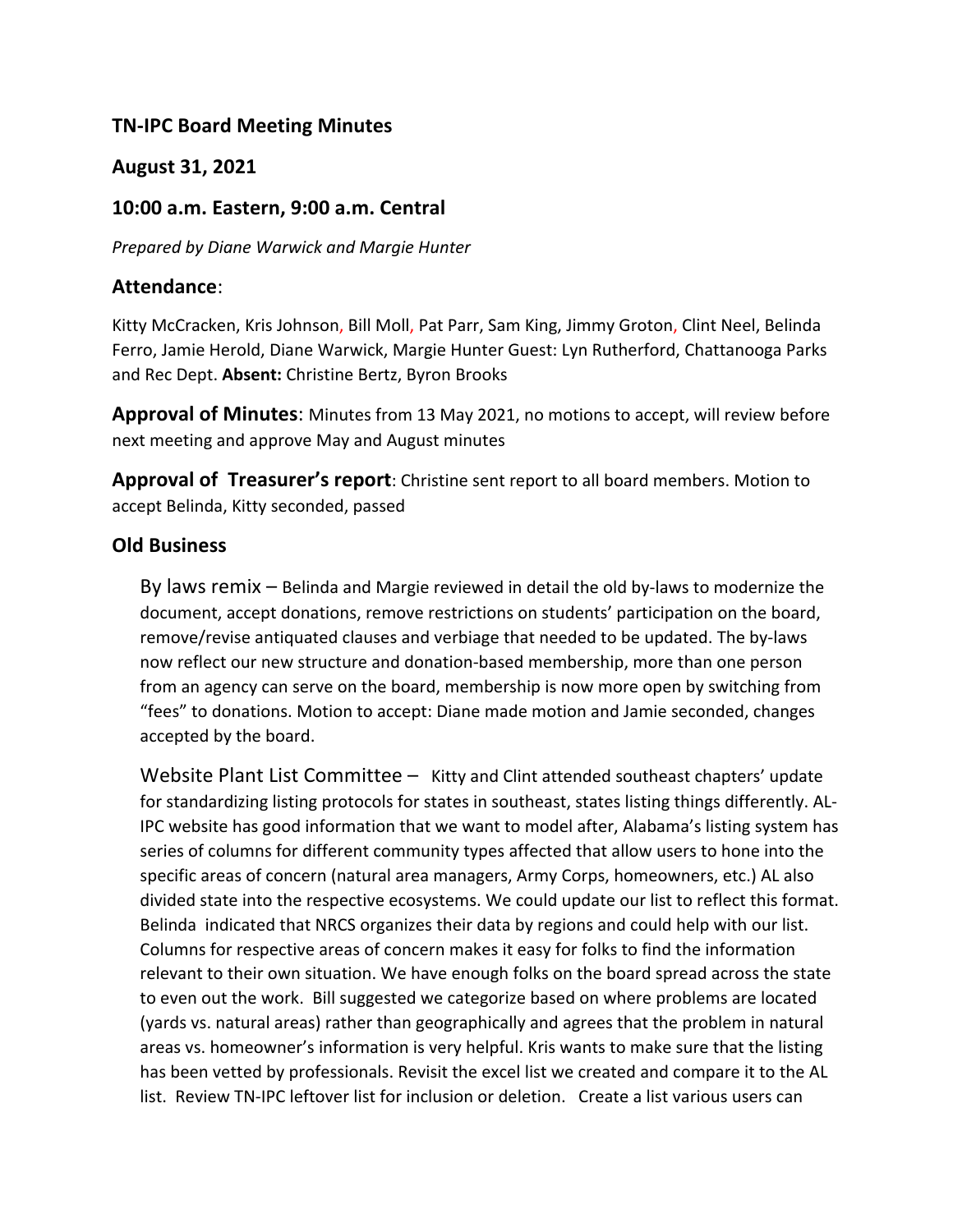## TN-IPC Board Meeting Minutes

## August 31, 2021

## 10:00 a.m. Eastern, 9:00 a.m. Central

*Prepared by Diane Warwick and Margie Hunter*

### Attendance:

Kitty McCracken, Kris Johnson, Bill Moll, Pat Parr, Sam King, Jimmy Groton, Clint Neel, Belinda Ferro, Jamie Herold, Diane Warwick, Margie Hunter Guest: Lyn Rutherford, Chattanooga Parks and Rec Dept. **Absent:** Christine Bertz, Byron Brooks

**Approval of Minutes**: Minutes from 13 May 2021, no motions to accept, will review before next meeting and approve May and August minutes

**Approval of Treasurer's report**: Christine sent report to all board members. Motion to accept Belinda, Kitty seconded, passed

### Old Business

By laws remix – Belinda and Margie reviewed in detail the old by-laws to modernize the document, accept donations, remove restrictions on students' participation on the board, remove/revise antiquated clauses and verbiage that needed to be updated. The by-laws now reflect our new structure and donation-based membership, more than one person from an agency can serve on the board, membership is now more open by switching from "fees" to donations. Motion to accept: Diane made motion and Jamie seconded, changes accepted by the board.

Website Plant List Committee – Kitty and Clint attended southeast chapters' update for standardizing listing protocols for states in southeast, states listing things differently. AL-IPC website has good information that we want to model after, Alabama's listing system has series of columns for different community types affected that allow users to hone into the specific areas of concern (natural area managers, Army Corps, homeowners, etc.) AL also divided state into the respective ecosystems. We could update our list to reflect this format. Belinda indicated that NRCS organizes their data by regions and could help with our list. Columns for respective areas of concern makes it easy for folks to find the information relevant to their own situation. We have enough folks on the board spread across the state to even out the work. Bill suggested we categorize based on where problems are located (yards vs. natural areas) rather than geographically and agrees that the problem in natural areas vs. homeowner's information is very helpful. Kris wants to make sure that the listing has been vetted by professionals. Revisit the excel list we created and compare it to the AL list. Review TN-IPC leftover list for inclusion or deletion. Create a list various users can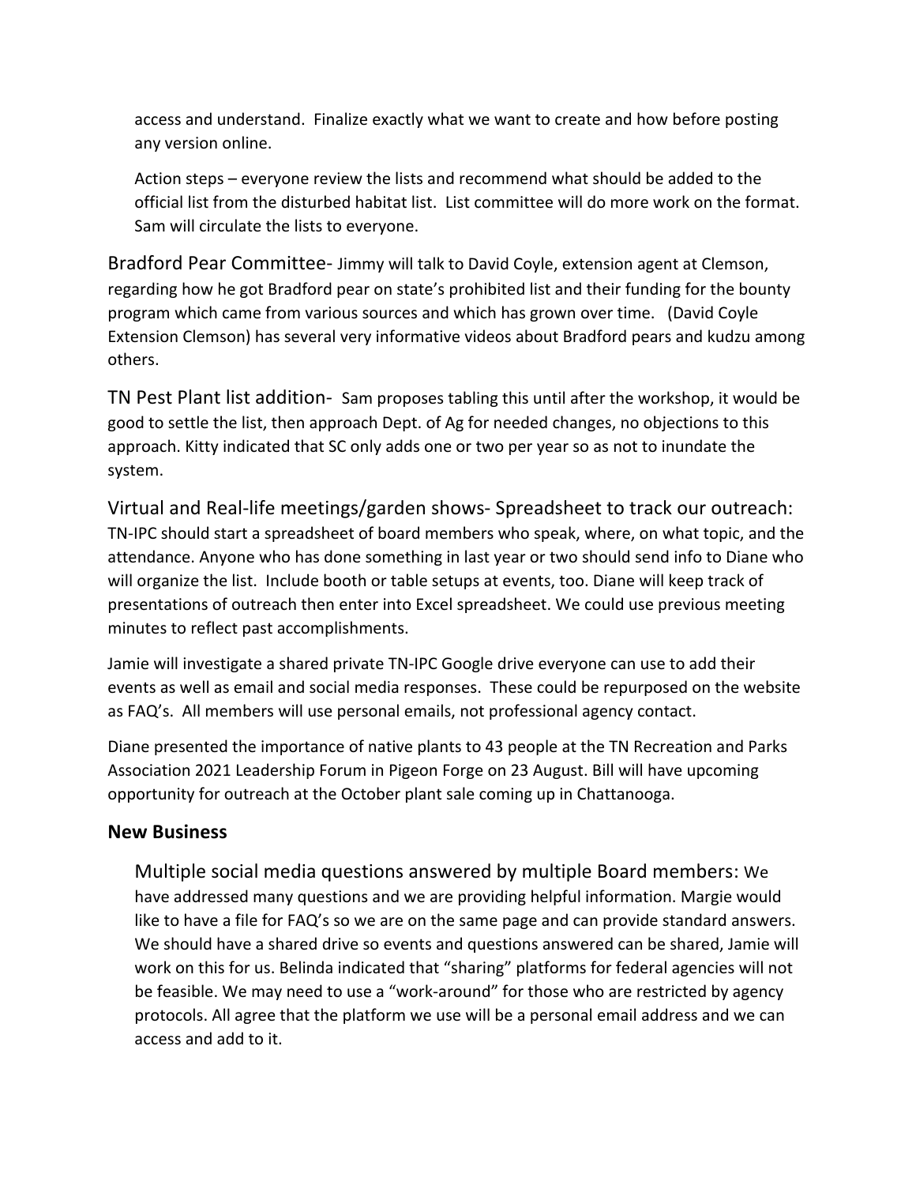access and understand. Finalize exactly what we want to create and how before posting any version online.

Action steps – everyone review the lists and recommend what should be added to the official list from the disturbed habitat list. List committee will do more work on the format. Sam will circulate the lists to everyone.

Bradford Pear Committee- Jimmy will talk to David Coyle, extension agent at Clemson, regarding how he got Bradford pear on state's prohibited list and their funding for the bounty program which came from various sources and which has grown over time. (David Coyle Extension Clemson) has several very informative videos about Bradford pears and kudzu among others.

TN Pest Plant list addition- Sam proposes tabling this until after the workshop, it would be good to settle the list, then approach Dept. of Ag for needed changes, no objections to this approach. Kitty indicated that SC only adds one or two per year so as not to inundate the system.

Virtual and Real-life meetings/garden shows- Spreadsheet to track our outreach: TN-IPC should start a spreadsheet of board members who speak, where, on what topic, and the attendance. Anyone who has done something in last year or two should send info to Diane who will organize the list. Include booth or table setups at events, too. Diane will keep track of presentations of outreach then enter into Excel spreadsheet. We could use previous meeting minutes to reflect past accomplishments.

Jamie will investigate a shared private TN-IPC Google drive everyone can use to add their events as well as email and social media responses. These could be repurposed on the website as FAQ's. All members will use personal emails, not professional agency contact.

Diane presented the importance of native plants to 43 people at the TN Recreation and Parks Association 2021 Leadership Forum in Pigeon Forge on 23 August. Bill will have upcoming opportunity for outreach at the October plant sale coming up in Chattanooga.

## New Business

Multiple social media questions answered by multiple Board members: We have addressed many questions and we are providing helpful information. Margie would like to have a file for FAQ's so we are on the same page and can provide standard answers. We should have a shared drive so events and questions answered can be shared, Jamie will work on this for us. Belinda indicated that "sharing" platforms for federal agencies will not be feasible. We may need to use a "work-around" for those who are restricted by agency protocols. All agree that the platform we use will be a personal email address and we can access and add to it.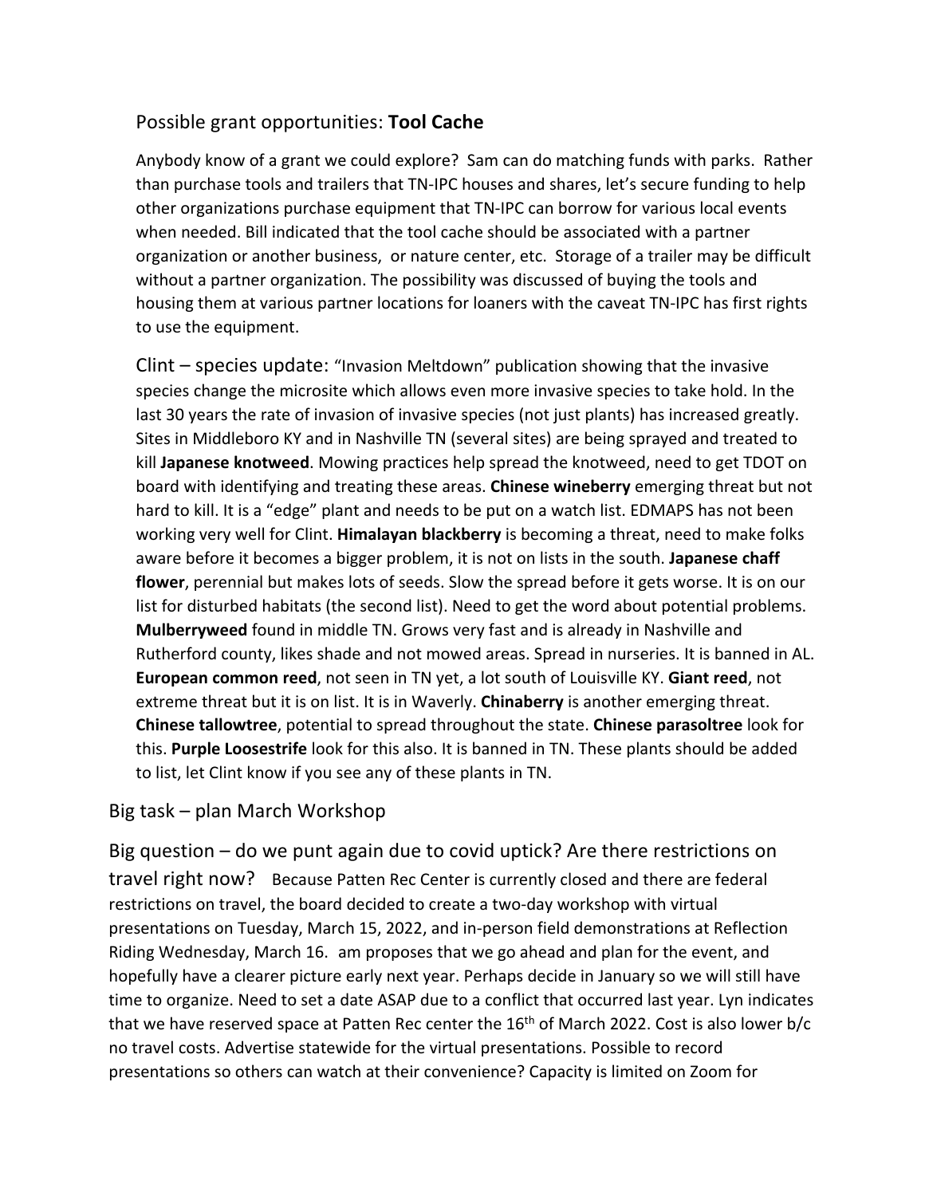Possible grant opportunities: **Tool Cache**

Anybody know of a grant we could explore? Sam can do matching funds with parks. Rather than purchase tools and trailers that TN-IPC houses and shares, let's secure funding to help other organizations purchase equipment that TN-IPC can borrow for various local events when needed. Bill indicated that the tool cache should be associated with a partner organization or another business, or nature center, etc. Storage of a trailer may be difficult without a partner organization. The possibility was discussed of buying the tools and housing them at various partner locations for loaners with the caveat TN-IPC has first rights to use the equipment.

Clint – species update: "Invasion Meltdown" publication showing that the invasive species change the microsite which allows even more invasive species to take hold. In the last 30 years the rate of invasion of invasive species (not just plants) has increased greatly. Sites in Middleboro KY and in Nashville TN (several sites) are being sprayed and treated to kill **Japanese knotweed**. Mowing practices help spread the knotweed, need to get TDOT on board with identifying and treating these areas. **Chinese wineberry** emerging threat but not hard to kill. It is a "edge" plant and needs to be put on a watch list. EDMAPS has not been working very well for Clint. **Himalayan blackberry** is becoming a threat, need to make folks aware before it becomes a bigger problem, it is not on lists in the south. **Japanese chaff flower**, perennial but makes lots of seeds. Slow the spread before it gets worse. It is on our list for disturbed habitats (the second list). Need to get the word about potential problems. **Mulberryweed** found in middle TN. Grows very fast and is already in Nashville and Rutherford county, likes shade and not mowed areas. Spread in nurseries. It is banned in AL. **European common reed**, not seen in TN yet, a lot south of Louisville KY. **Giant reed**, not extreme threat but it is on list. It is in Waverly. **Chinaberry** is another emerging threat. **Chinese tallowtree**, potential to spread throughout the state. **Chinese parasoltree** look for this. **Purple Loosestrife** look for this also. It is banned in TN. These plants should be added to list, let Clint know if you see any of these plants in TN.

Big task – plan March Workshop

Big question – do we punt again due to covid uptick? Are there restrictions on travel right now? Because Patten Rec Center is currently closed and there are federal restrictions on travel, the board decided to create a two-day workshop with virtual presentations on Tuesday, March 15, 2022, and in-person field demonstrations at Reflection Riding Wednesday, March 16. am proposes that we go ahead and plan for the event, and hopefully have a clearer picture early next year. Perhaps decide in January so we will still have time to organize. Need to set a date ASAP due to a conflict that occurred last year. Lyn indicates that we have reserved space at Patten Rec center the 16th of March 2022. Cost is also lower b/c no travel costs. Advertise statewide for the virtual presentations. Possible to record presentations so others can watch at their convenience? Capacity is limited on Zoom for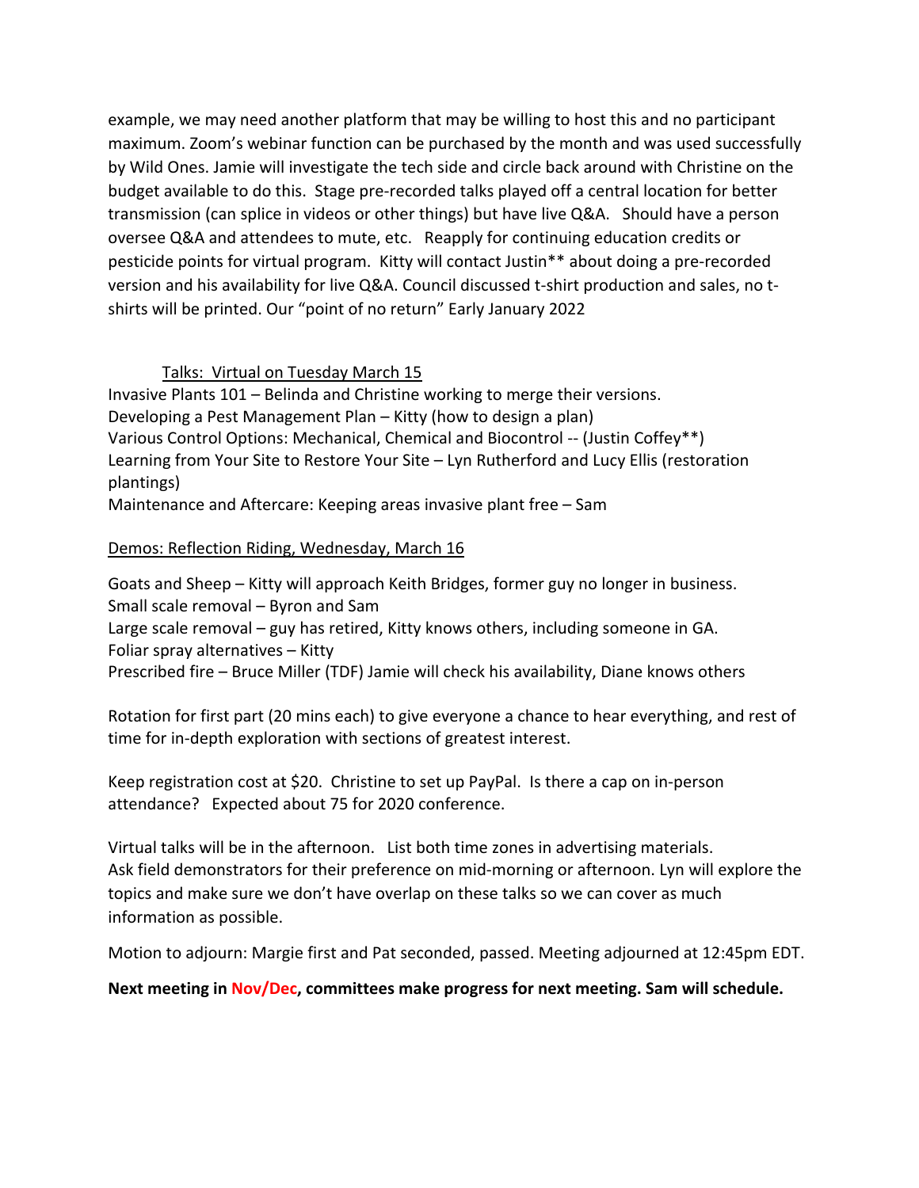example, we may need another platform that may be willing to host this and no participant maximum. Zoom's webinar function can be purchased by the month and was used successfully by Wild Ones. Jamie will investigate the tech side and circle back around with Christine on the budget available to do this. Stage pre-recorded talks played off a central location for better transmission (can splice in videos or other things) but have live Q&A. Should have a person oversee Q&A and attendees to mute, etc. Reapply for continuing education credits or pesticide points for virtual program. Kitty will contact Justin** about doing a pre-recorded version and his availability for live Q&A. Council discussed t-shirt production and sales, no t-shirts will be printed. Our "point of no return" Early January 2022

<u>Talks: Virtual on Tuesday March 15</u>

Invasive Plants 101 – Belinda and Christine working to merge their versions.
Developing a Pest Management Plan – Kitty (how to design a plan)
Various Control Options: Mechanical, Chemical and Biocontrol -- (Justin Coffey**)
Learning from Your Site to Restore Your Site – Lyn Rutherford and Lucy Ellis (restoration plantings)
Maintenance and Aftercare: Keeping areas invasive plant free – Sam

<u>Demos: Reflection Riding, Wednesday, March 16</u>

Goats and Sheep – Kitty will approach Keith Bridges, former guy no longer in business.
Small scale removal – Byron and Sam
Large scale removal – guy has retired, Kitty knows others, including someone in GA.
Foliar spray alternatives – Kitty
Prescribed fire – Bruce Miller (TDF) Jamie will check his availability, Diane knows others

Rotation for first part (20 mins each) to give everyone a chance to hear everything, and rest of time for in-depth exploration with sections of greatest interest.

Keep registration cost at $20. Christine to set up PayPal. Is there a cap on in-person attendance? Expected about 75 for 2020 conference.

Virtual talks will be in the afternoon. List both time zones in advertising materials.
Ask field demonstrators for their preference on mid-morning or afternoon. Lyn will explore the topics and make sure we don't have overlap on these talks so we can cover as much information as possible.

Motion to adjourn: Margie first and Pat seconded, passed. Meeting adjourned at 12:45pm EDT.

**Next meeting in Nov/Dec, committees make progress for next meeting. Sam will schedule.**